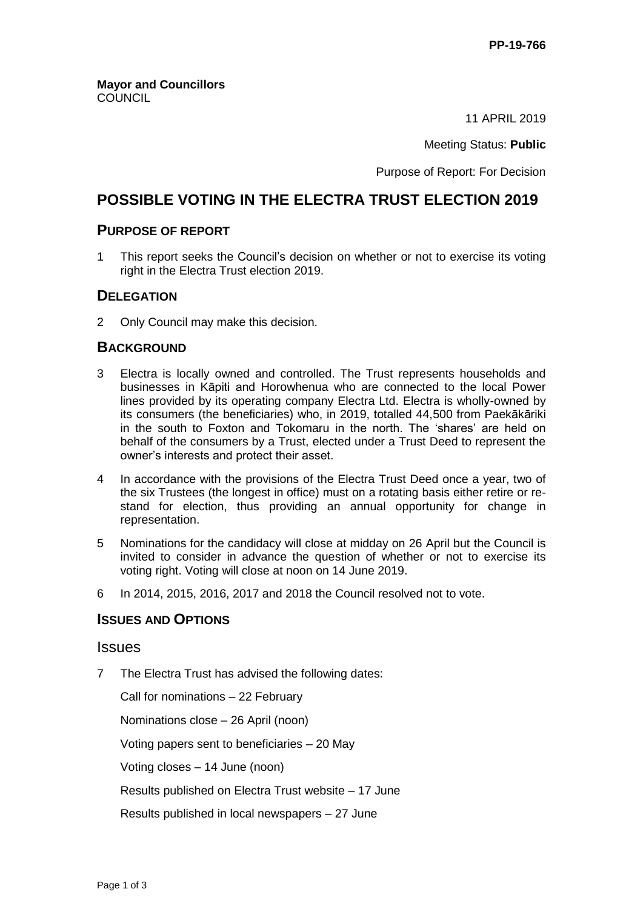PP-19-766

**Mayor and Councillors**
COUNCIL

11 APRIL 2019

Meeting Status: **Public**

Purpose of Report: For Decision

# POSSIBLE VOTING IN THE ELECTRA TRUST ELECTION 2019

## PURPOSE OF REPORT

1 This report seeks the Council's decision on whether or not to exercise its voting right in the Electra Trust election 2019.

## DELEGATION

2 Only Council may make this decision.

## BACKGROUND

3 Electra is locally owned and controlled. The Trust represents households and businesses in Kāpiti and Horowhenua who are connected to the local Power lines provided by its operating company Electra Ltd. Electra is wholly-owned by its consumers (the beneficiaries) who, in 2019, totalled 44,500 from Paekākāriki in the south to Foxton and Tokomaru in the north. The 'shares' are held on behalf of the consumers by a Trust, elected under a Trust Deed to represent the owner's interests and protect their asset.

4 In accordance with the provisions of the Electra Trust Deed once a year, two of the six Trustees (the longest in office) must on a rotating basis either retire or re-stand for election, thus providing an annual opportunity for change in representation.

5 Nominations for the candidacy will close at midday on 26 April but the Council is invited to consider in advance the question of whether or not to exercise its voting right. Voting will close at noon on 14 June 2019.

6 In 2014, 2015, 2016, 2017 and 2018 the Council resolved not to vote.

## ISSUES AND OPTIONS

### Issues

7 The Electra Trust has advised the following dates:

Call for nominations – 22 February

Nominations close – 26 April (noon)

Voting papers sent to beneficiaries – 20 May

Voting closes – 14 June (noon)

Results published on Electra Trust website – 17 June

Results published in local newspapers – 27 June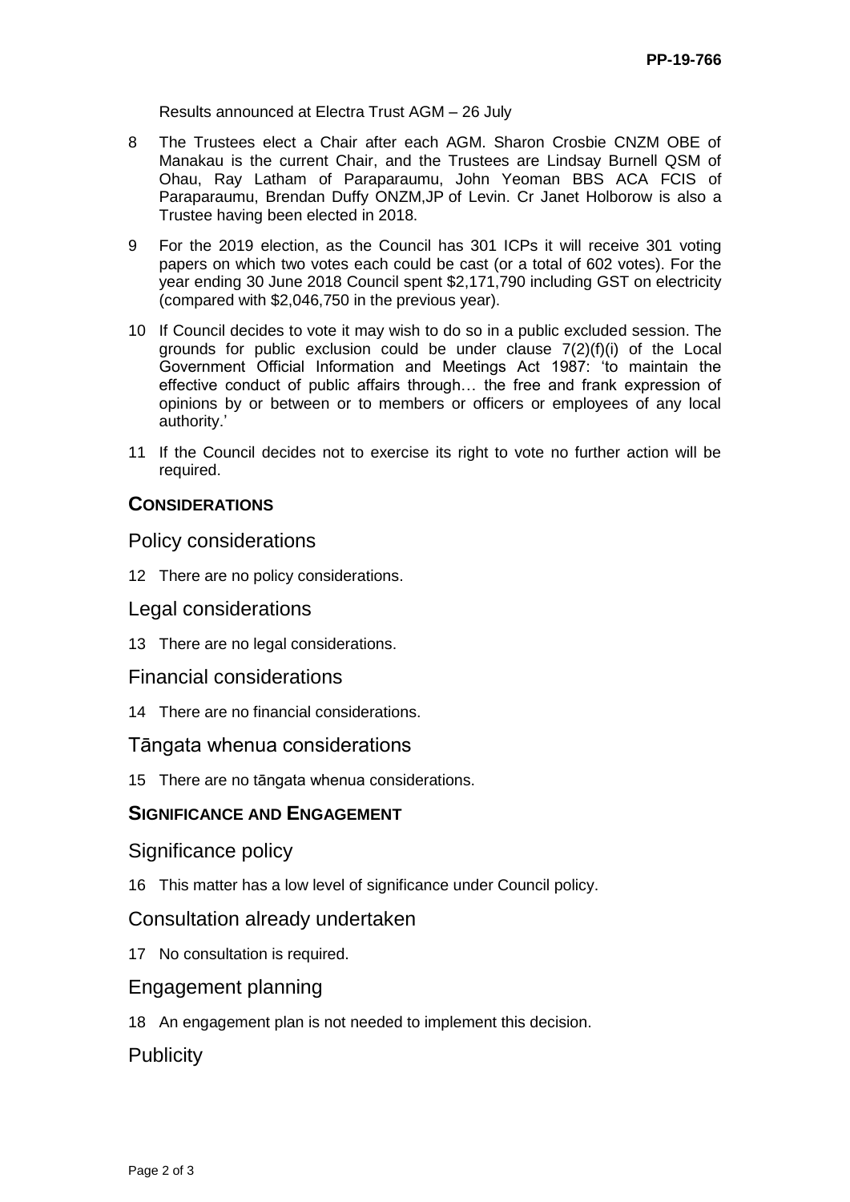Results announced at Electra Trust AGM – 26 July

8 The Trustees elect a Chair after each AGM. Sharon Crosbie CNZM OBE of Manakau is the current Chair, and the Trustees are Lindsay Burnell QSM of Ohau, Ray Latham of Paraparaumu, John Yeoman BBS ACA FCIS of Paraparaumu, Brendan Duffy ONZM,JP of Levin. Cr Janet Holborow is also a Trustee having been elected in 2018.

9 For the 2019 election, as the Council has 301 ICPs it will receive 301 voting papers on which two votes each could be cast (or a total of 602 votes). For the year ending 30 June 2018 Council spent $2,171,790 including GST on electricity (compared with $2,046,750 in the previous year).

10 If Council decides to vote it may wish to do so in a public excluded session. The grounds for public exclusion could be under clause 7(2)(f)(i) of the Local Government Official Information and Meetings Act 1987: 'to maintain the effective conduct of public affairs through… the free and frank expression of opinions by or between or to members or officers or employees of any local authority.'

11 If the Council decides not to exercise its right to vote no further action will be required.

## CONSIDERATIONS

### Policy considerations

12 There are no policy considerations.

### Legal considerations

13 There are no legal considerations.

### Financial considerations

14 There are no financial considerations.

### Tāngata whenua considerations

15 There are no tāngata whenua considerations.

## SIGNIFICANCE AND ENGAGEMENT

### Significance policy

16 This matter has a low level of significance under Council policy.

### Consultation already undertaken

17 No consultation is required.

### Engagement planning

18 An engagement plan is not needed to implement this decision.

### Publicity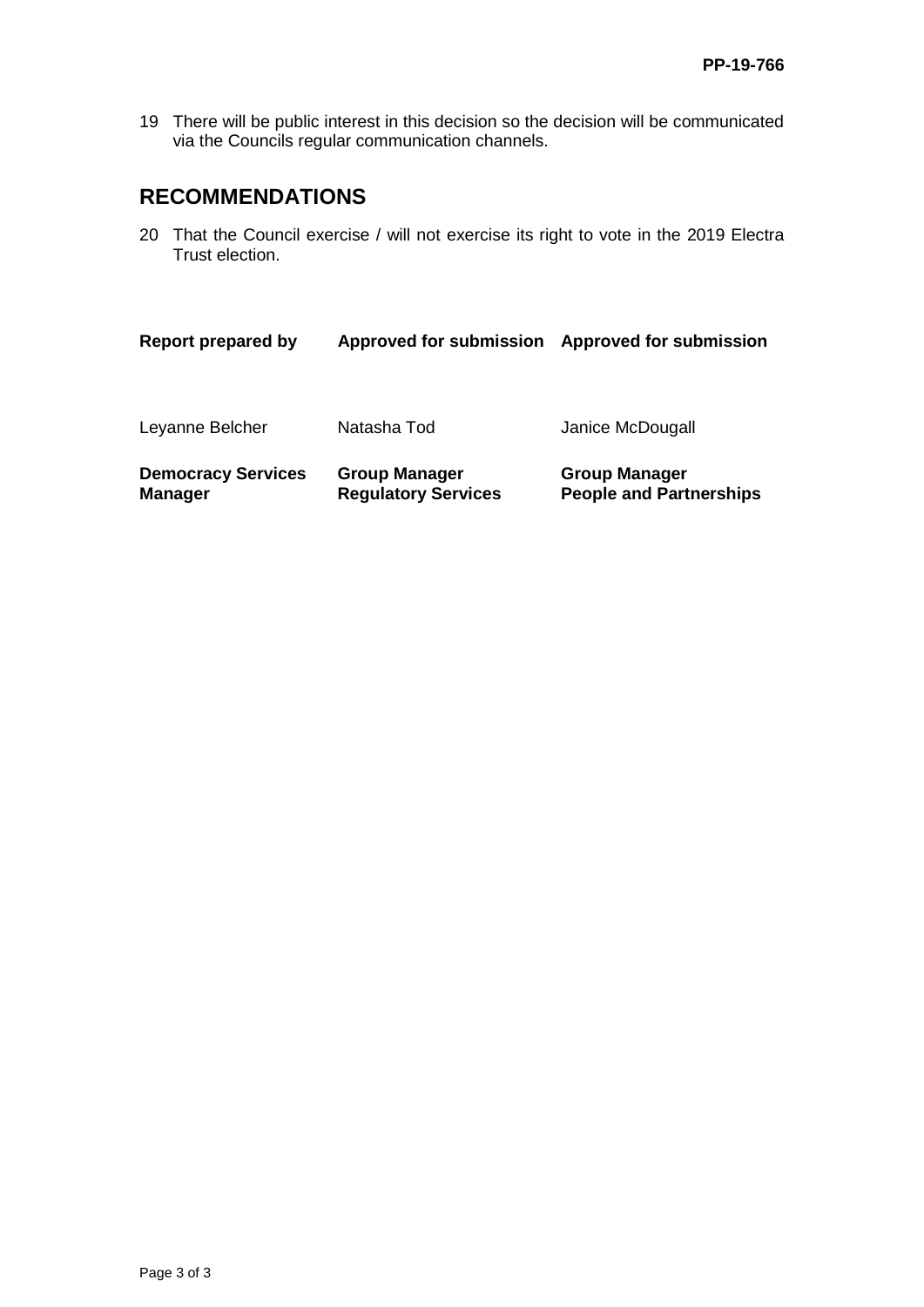19 There will be public interest in this decision so the decision will be communicated via the Councils regular communication channels.

## RECOMMENDATIONS

20 That the Council exercise / will not exercise its right to vote in the 2019 Electra Trust election.

| Report prepared by | Approved for submission | Approved for submission |
|---|---|---|
| Leyanne Belcher | Natasha Tod | Janice McDougall |
| **Democracy Services Manager** | **Group Manager Regulatory Services** | **Group Manager People and Partnerships** |